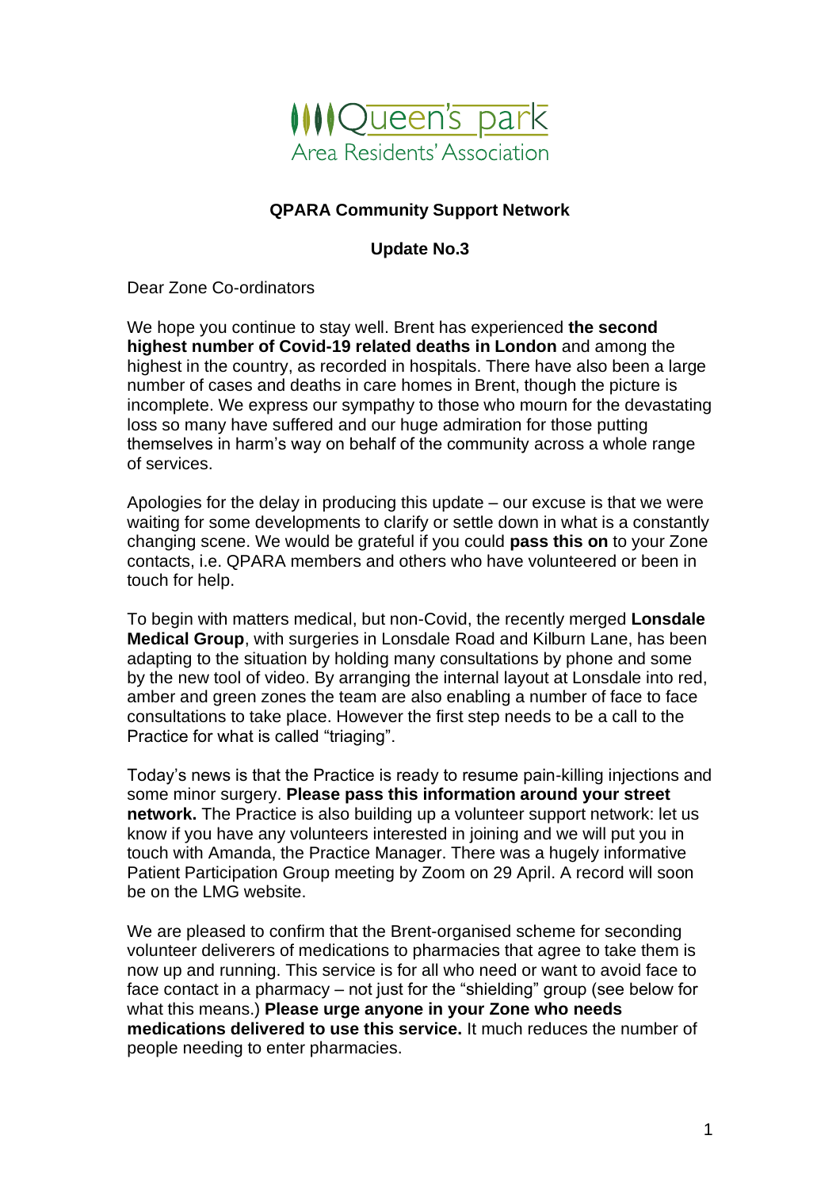Queen's park
Area Residents' Association

## QPARA Community Support Network

### Update No.3

Dear Zone Co-ordinators

We hope you continue to stay well. Brent has experienced **the second highest number of Covid-19 related deaths in London** and among the highest in the country, as recorded in hospitals. There have also been a large number of cases and deaths in care homes in Brent, though the picture is incomplete. We express our sympathy to those who mourn for the devastating loss so many have suffered and our huge admiration for those putting themselves in harm's way on behalf of the community across a whole range of services.

Apologies for the delay in producing this update – our excuse is that we were waiting for some developments to clarify or settle down in what is a constantly changing scene. We would be grateful if you could **pass this on** to your Zone contacts, i.e. QPARA members and others who have volunteered or been in touch for help.

To begin with matters medical, but non-Covid, the recently merged **Lonsdale Medical Group**, with surgeries in Lonsdale Road and Kilburn Lane, has been adapting to the situation by holding many consultations by phone and some by the new tool of video. By arranging the internal layout at Lonsdale into red, amber and green zones the team are also enabling a number of face to face consultations to take place. However the first step needs to be a call to the Practice for what is called "triaging".

Today's news is that the Practice is ready to resume pain-killing injections and some minor surgery. **Please pass this information around your street network.** The Practice is also building up a volunteer support network: let us know if you have any volunteers interested in joining and we will put you in touch with Amanda, the Practice Manager. There was a hugely informative Patient Participation Group meeting by Zoom on 29 April. A record will soon be on the LMG website.

We are pleased to confirm that the Brent-organised scheme for seconding volunteer deliverers of medications to pharmacies that agree to take them is now up and running. This service is for all who need or want to avoid face to face contact in a pharmacy – not just for the "shielding" group (see below for what this means.) **Please urge anyone in your Zone who needs medications delivered to use this service.** It much reduces the number of people needing to enter pharmacies.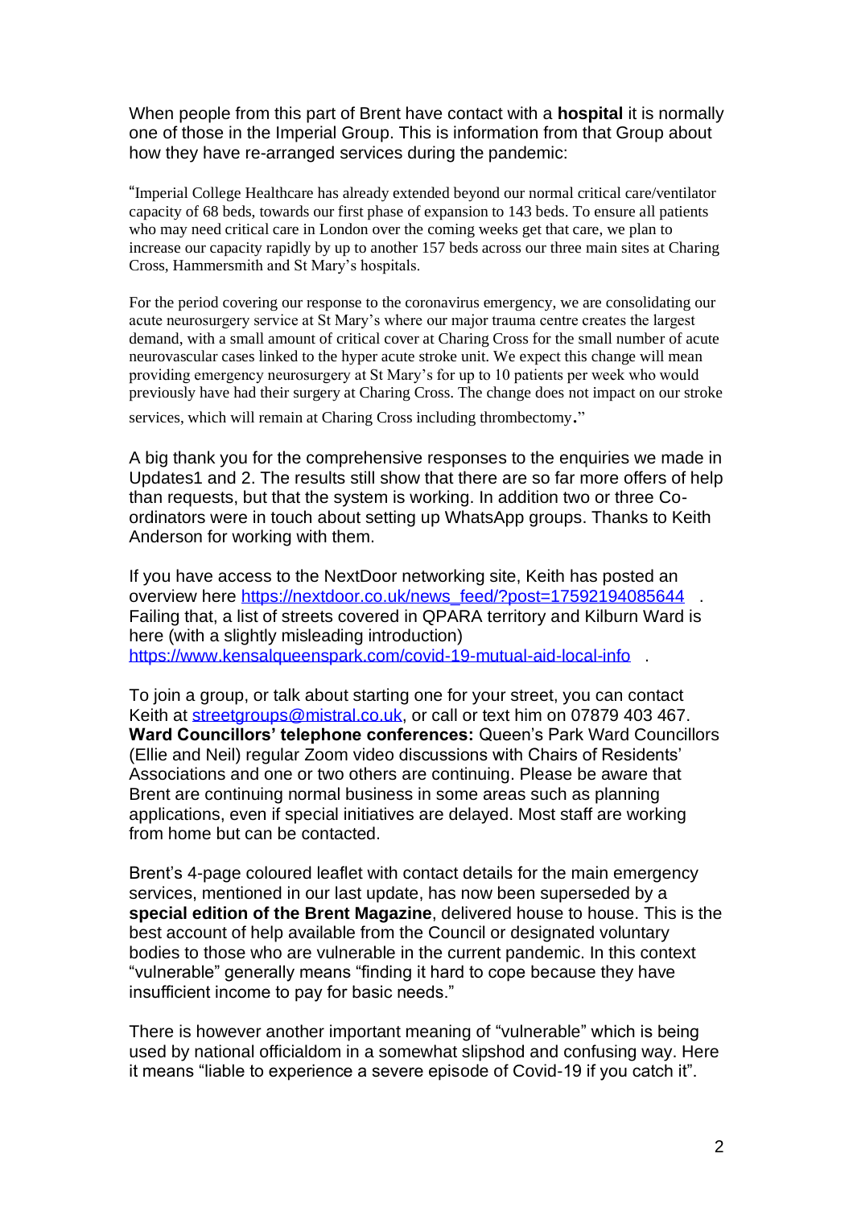When people from this part of Brent have contact with a **hospital** it is normally one of those in the Imperial Group. This is information from that Group about how they have re-arranged services during the pandemic:

"Imperial College Healthcare has already extended beyond our normal critical care/ventilator capacity of 68 beds, towards our first phase of expansion to 143 beds. To ensure all patients who may need critical care in London over the coming weeks get that care, we plan to increase our capacity rapidly by up to another 157 beds across our three main sites at Charing Cross, Hammersmith and St Mary's hospitals.

For the period covering our response to the coronavirus emergency, we are consolidating our acute neurosurgery service at St Mary's where our major trauma centre creates the largest demand, with a small amount of critical cover at Charing Cross for the small number of acute neurovascular cases linked to the hyper acute stroke unit. We expect this change will mean providing emergency neurosurgery at St Mary's for up to 10 patients per week who would previously have had their surgery at Charing Cross. The change does not impact on our stroke services, which will remain at Charing Cross including thrombectomy."

A big thank you for the comprehensive responses to the enquiries we made in Updates1 and 2. The results still show that there are so far more offers of help than requests, but that the system is working. In addition two or three Co-ordinators were in touch about setting up WhatsApp groups. Thanks to Keith Anderson for working with them.

If you have access to the NextDoor networking site, Keith has posted an overview here https://nextdoor.co.uk/news_feed/?post=17592194085644 . Failing that, a list of streets covered in QPARA territory and Kilburn Ward is here (with a slightly misleading introduction) https://www.kensalqueenspark.com/covid-19-mutual-aid-local-info .

To join a group, or talk about starting one for your street, you can contact Keith at streetgroups@mistral.co.uk, or call or text him on 07879 403 467.
**Ward Councillors' telephone conferences:** Queen's Park Ward Councillors (Ellie and Neil) regular Zoom video discussions with Chairs of Residents' Associations and one or two others are continuing. Please be aware that Brent are continuing normal business in some areas such as planning applications, even if special initiatives are delayed. Most staff are working from home but can be contacted.

Brent's 4-page coloured leaflet with contact details for the main emergency services, mentioned in our last update, has now been superseded by a **special edition of the Brent Magazine**, delivered house to house. This is the best account of help available from the Council or designated voluntary bodies to those who are vulnerable in the current pandemic. In this context "vulnerable" generally means "finding it hard to cope because they have insufficient income to pay for basic needs."

There is however another important meaning of "vulnerable" which is being used by national officialdom in a somewhat slipshod and confusing way. Here it means "liable to experience a severe episode of Covid-19 if you catch it".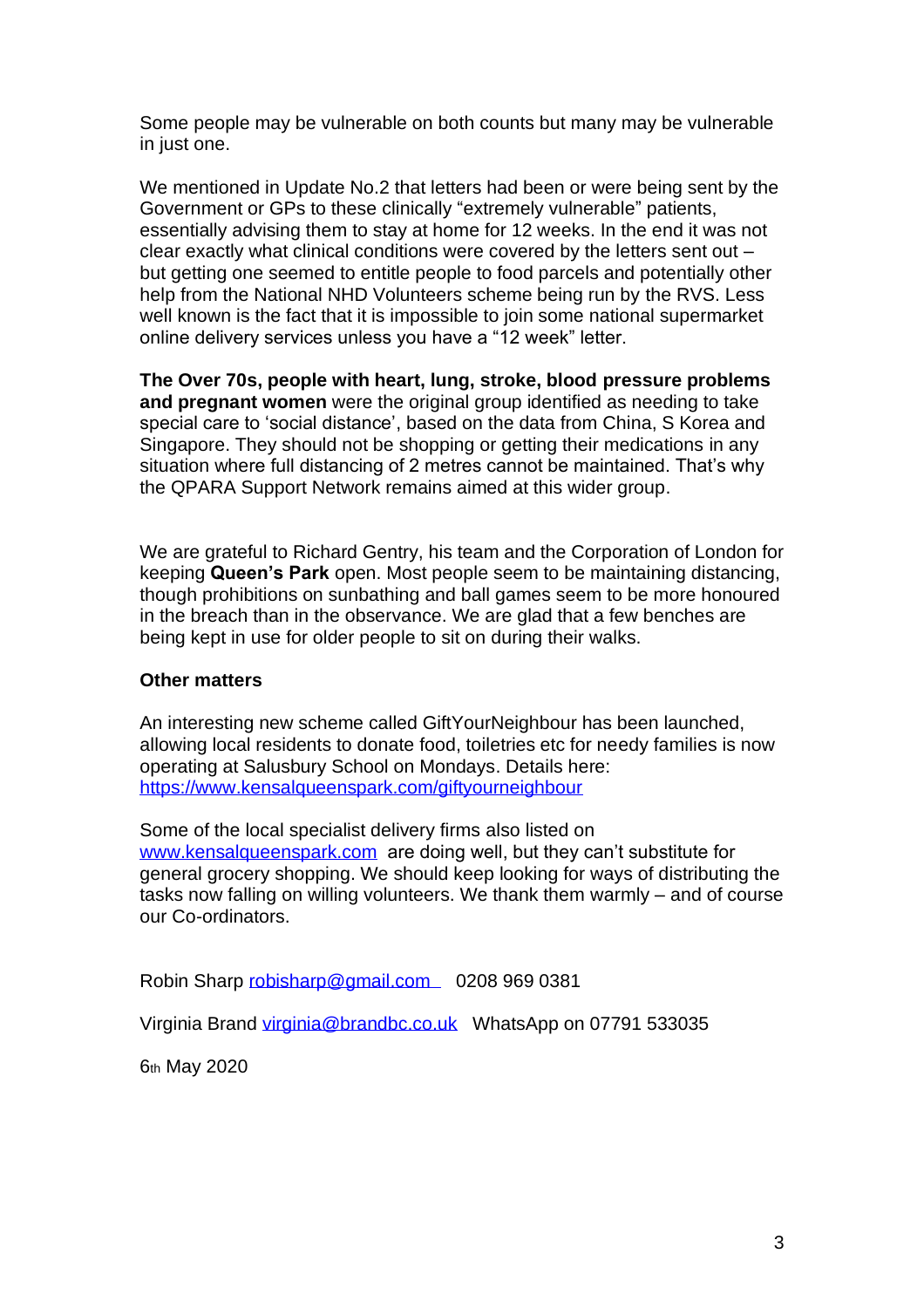Some people may be vulnerable on both counts but many may be vulnerable in just one.

We mentioned in Update No.2 that letters had been or were being sent by the Government or GPs to these clinically "extremely vulnerable" patients, essentially advising them to stay at home for 12 weeks. In the end it was not clear exactly what clinical conditions were covered by the letters sent out – but getting one seemed to entitle people to food parcels and potentially other help from the National NHD Volunteers scheme being run by the RVS. Less well known is the fact that it is impossible to join some national supermarket online delivery services unless you have a "12 week" letter.

**The Over 70s, people with heart, lung, stroke, blood pressure problems and pregnant women** were the original group identified as needing to take special care to 'social distance', based on the data from China, S Korea and Singapore. They should not be shopping or getting their medications in any situation where full distancing of 2 metres cannot be maintained. That's why the QPARA Support Network remains aimed at this wider group.

We are grateful to Richard Gentry, his team and the Corporation of London for keeping **Queen's Park** open. Most people seem to be maintaining distancing, though prohibitions on sunbathing and ball games seem to be more honoured in the breach than in the observance. We are glad that a few benches are being kept in use for older people to sit on during their walks.

**Other matters**

An interesting new scheme called GiftYourNeighbour has been launched, allowing local residents to donate food, toiletries etc for needy families is now operating at Salusbury School on Mondays. Details here: https://www.kensalqueenspark.com/giftyourneighbour

Some of the local specialist delivery firms also listed on www.kensalqueenspark.com are doing well, but they can't substitute for general grocery shopping. We should keep looking for ways of distributing the tasks now falling on willing volunteers. We thank them warmly – and of course our Co-ordinators.

Robin Sharp robisharp@gmail.com 0208 969 0381

Virginia Brand virginia@brandbc.co.uk WhatsApp on 07791 533035

6th May 2020